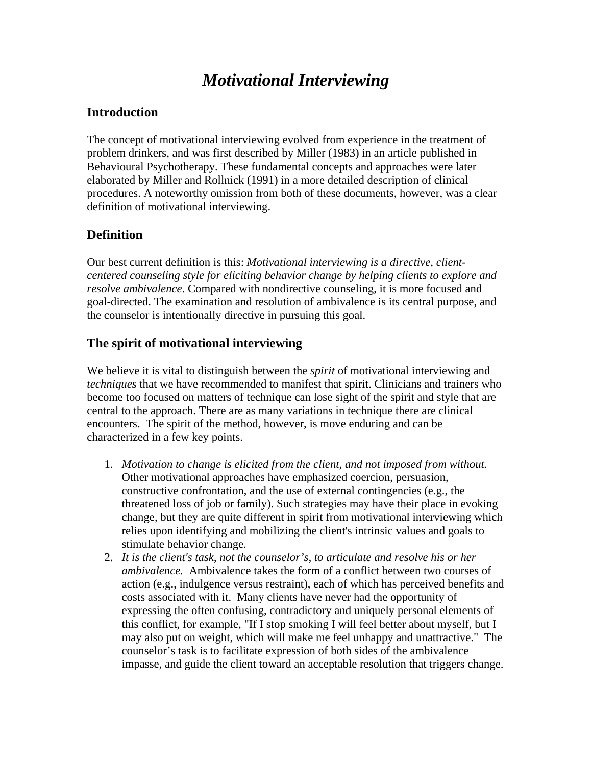# *Motivational Interviewing*

## Introduction

The concept of motivational interviewing evolved from experience in the treatment of problem drinkers, and was first described by Miller (1983) in an article published in Behavioural Psychotherapy. These fundamental concepts and approaches were later elaborated by Miller and Rollnick (1991) in a more detailed description of clinical procedures. A noteworthy omission from both of these documents, however, was a clear definition of motivational interviewing.

## Definition

Our best current definition is this: *Motivational interviewing is a directive, client-centered counseling style for eliciting behavior change by helping clients to explore and resolve ambivalence*. Compared with nondirective counseling, it is more focused and goal-directed. The examination and resolution of ambivalence is its central purpose, and the counselor is intentionally directive in pursuing this goal.

## The spirit of motivational interviewing

We believe it is vital to distinguish between the *spirit* of motivational interviewing and *techniques* that we have recommended to manifest that spirit. Clinicians and trainers who become too focused on matters of technique can lose sight of the spirit and style that are central to the approach. There are as many variations in technique there are clinical encounters. The spirit of the method, however, is move enduring and can be characterized in a few key points.

1. *Motivation to change is elicited from the client, and not imposed from without.* Other motivational approaches have emphasized coercion, persuasion, constructive confrontation, and the use of external contingencies (e.g., the threatened loss of job or family). Such strategies may have their place in evoking change, but they are quite different in spirit from motivational interviewing which relies upon identifying and mobilizing the client's intrinsic values and goals to stimulate behavior change.
2. *It is the client's task, not the counselor's, to articulate and resolve his or her ambivalence.* Ambivalence takes the form of a conflict between two courses of action (e.g., indulgence versus restraint), each of which has perceived benefits and costs associated with it. Many clients have never had the opportunity of expressing the often confusing, contradictory and uniquely personal elements of this conflict, for example, "If I stop smoking I will feel better about myself, but I may also put on weight, which will make me feel unhappy and unattractive." The counselor's task is to facilitate expression of both sides of the ambivalence impasse, and guide the client toward an acceptable resolution that triggers change.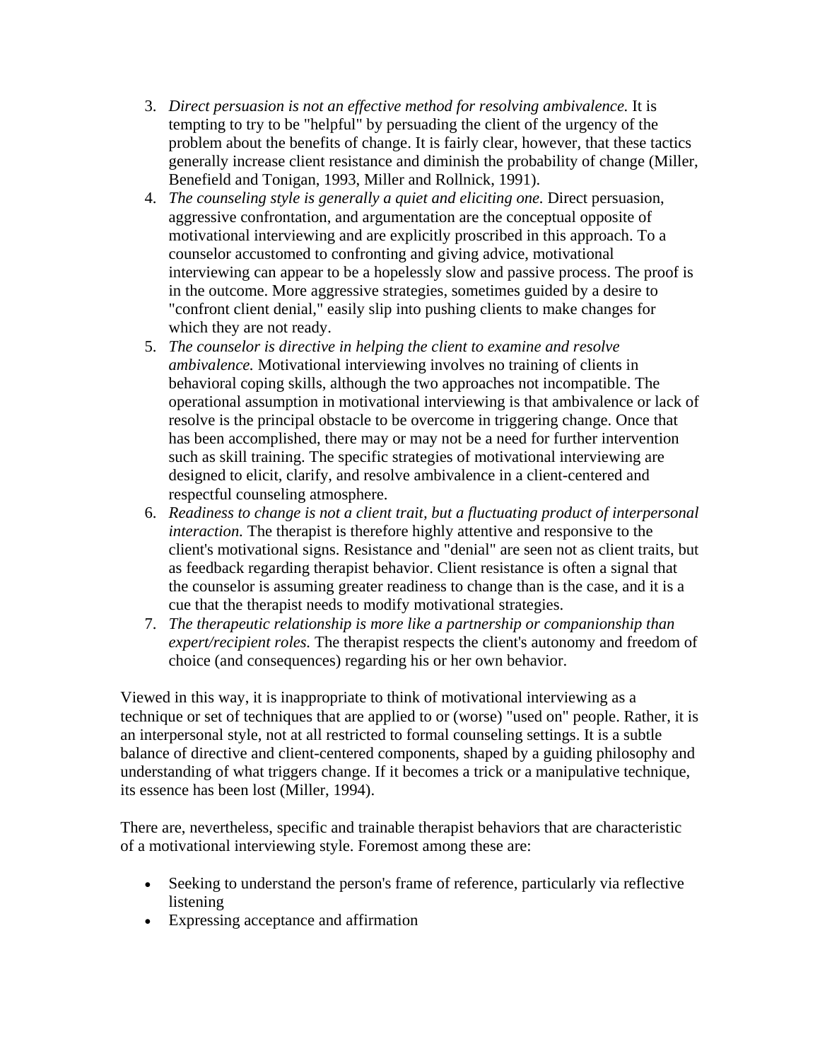3. *Direct persuasion is not an effective method for resolving ambivalence.* It is tempting to try to be "helpful" by persuading the client of the urgency of the problem about the benefits of change. It is fairly clear, however, that these tactics generally increase client resistance and diminish the probability of change (Miller, Benefield and Tonigan, 1993, Miller and Rollnick, 1991).
4. *The counseling style is generally a quiet and eliciting one.* Direct persuasion, aggressive confrontation, and argumentation are the conceptual opposite of motivational interviewing and are explicitly proscribed in this approach. To a counselor accustomed to confronting and giving advice, motivational interviewing can appear to be a hopelessly slow and passive process. The proof is in the outcome. More aggressive strategies, sometimes guided by a desire to "confront client denial," easily slip into pushing clients to make changes for which they are not ready.
5. *The counselor is directive in helping the client to examine and resolve ambivalence.* Motivational interviewing involves no training of clients in behavioral coping skills, although the two approaches not incompatible. The operational assumption in motivational interviewing is that ambivalence or lack of resolve is the principal obstacle to be overcome in triggering change. Once that has been accomplished, there may or may not be a need for further intervention such as skill training. The specific strategies of motivational interviewing are designed to elicit, clarify, and resolve ambivalence in a client-centered and respectful counseling atmosphere.
6. *Readiness to change is not a client trait, but a fluctuating product of interpersonal interaction.* The therapist is therefore highly attentive and responsive to the client's motivational signs. Resistance and "denial" are seen not as client traits, but as feedback regarding therapist behavior. Client resistance is often a signal that the counselor is assuming greater readiness to change than is the case, and it is a cue that the therapist needs to modify motivational strategies.
7. *The therapeutic relationship is more like a partnership or companionship than expert/recipient roles.* The therapist respects the client's autonomy and freedom of choice (and consequences) regarding his or her own behavior.

Viewed in this way, it is inappropriate to think of motivational interviewing as a technique or set of techniques that are applied to or (worse) "used on" people. Rather, it is an interpersonal style, not at all restricted to formal counseling settings. It is a subtle balance of directive and client-centered components, shaped by a guiding philosophy and understanding of what triggers change. If it becomes a trick or a manipulative technique, its essence has been lost (Miller, 1994).

There are, nevertheless, specific and trainable therapist behaviors that are characteristic of a motivational interviewing style. Foremost among these are:

- Seeking to understand the person's frame of reference, particularly via reflective listening
- Expressing acceptance and affirmation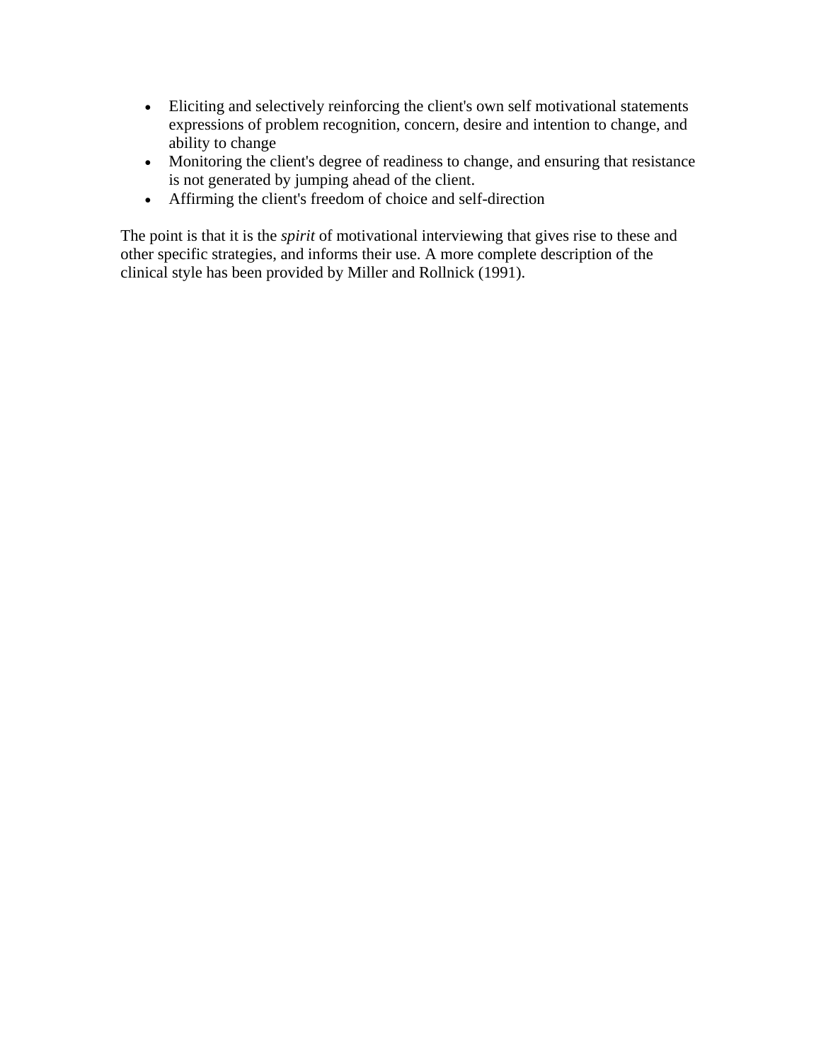- Eliciting and selectively reinforcing the client's own self motivational statements expressions of problem recognition, concern, desire and intention to change, and ability to change
- Monitoring the client's degree of readiness to change, and ensuring that resistance is not generated by jumping ahead of the client.
- Affirming the client's freedom of choice and self-direction

The point is that it is the *spirit* of motivational interviewing that gives rise to these and other specific strategies, and informs their use. A more complete description of the clinical style has been provided by Miller and Rollnick (1991).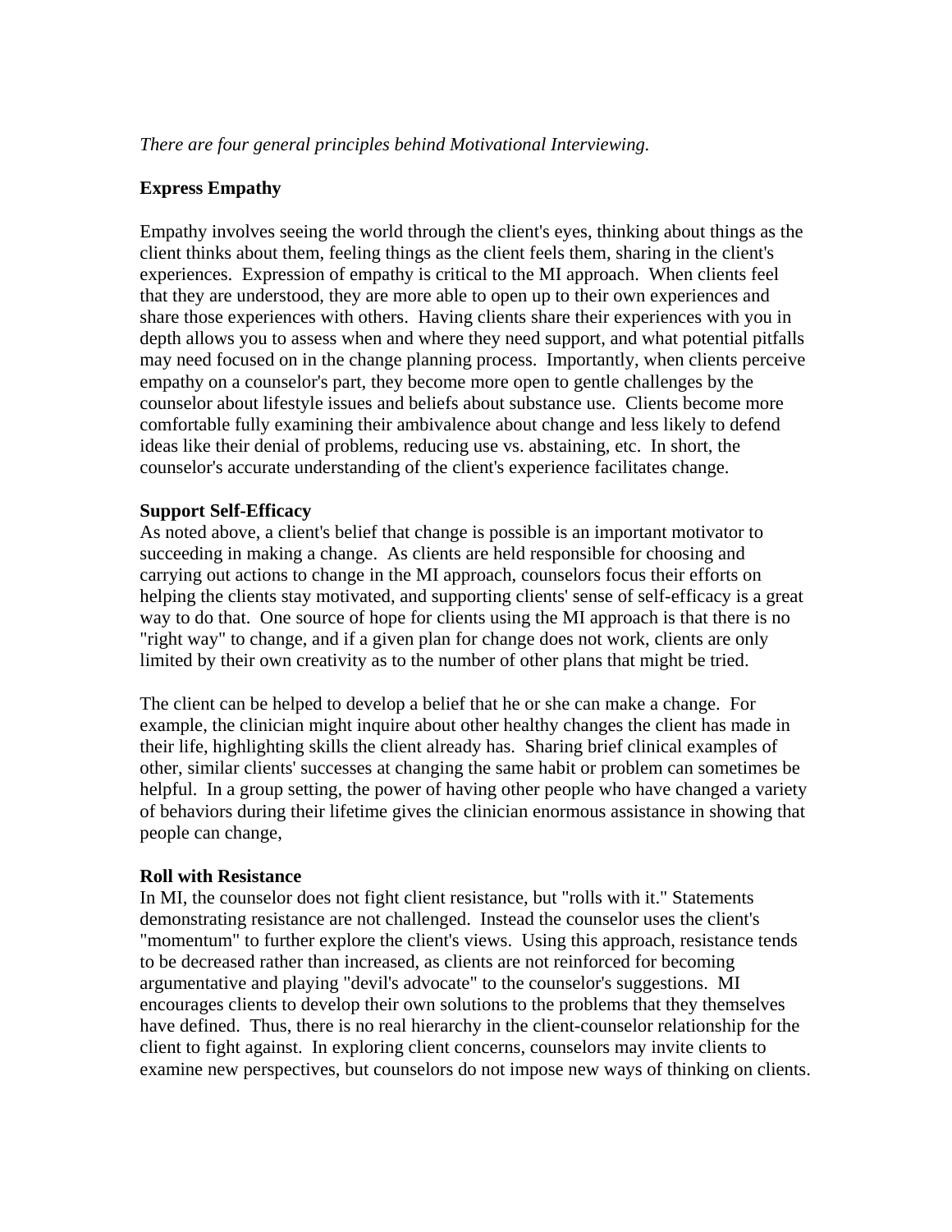*There are four general principles behind Motivational Interviewing.*

**Express Empathy**

Empathy involves seeing the world through the client's eyes, thinking about things as the client thinks about them, feeling things as the client feels them, sharing in the client's experiences. Expression of empathy is critical to the MI approach. When clients feel that they are understood, they are more able to open up to their own experiences and share those experiences with others. Having clients share their experiences with you in depth allows you to assess when and where they need support, and what potential pitfalls may need focused on in the change planning process. Importantly, when clients perceive empathy on a counselor's part, they become more open to gentle challenges by the counselor about lifestyle issues and beliefs about substance use. Clients become more comfortable fully examining their ambivalence about change and less likely to defend ideas like their denial of problems, reducing use vs. abstaining, etc. In short, the counselor's accurate understanding of the client's experience facilitates change.

**Support Self-Efficacy**

As noted above, a client's belief that change is possible is an important motivator to succeeding in making a change. As clients are held responsible for choosing and carrying out actions to change in the MI approach, counselors focus their efforts on helping the clients stay motivated, and supporting clients' sense of self-efficacy is a great way to do that. One source of hope for clients using the MI approach is that there is no "right way" to change, and if a given plan for change does not work, clients are only limited by their own creativity as to the number of other plans that might be tried.

The client can be helped to develop a belief that he or she can make a change. For example, the clinician might inquire about other healthy changes the client has made in their life, highlighting skills the client already has. Sharing brief clinical examples of other, similar clients' successes at changing the same habit or problem can sometimes be helpful. In a group setting, the power of having other people who have changed a variety of behaviors during their lifetime gives the clinician enormous assistance in showing that people can change,

**Roll with Resistance**

In MI, the counselor does not fight client resistance, but "rolls with it." Statements demonstrating resistance are not challenged. Instead the counselor uses the client's "momentum" to further explore the client's views. Using this approach, resistance tends to be decreased rather than increased, as clients are not reinforced for becoming argumentative and playing "devil's advocate" to the counselor's suggestions. MI encourages clients to develop their own solutions to the problems that they themselves have defined. Thus, there is no real hierarchy in the client-counselor relationship for the client to fight against. In exploring client concerns, counselors may invite clients to examine new perspectives, but counselors do not impose new ways of thinking on clients.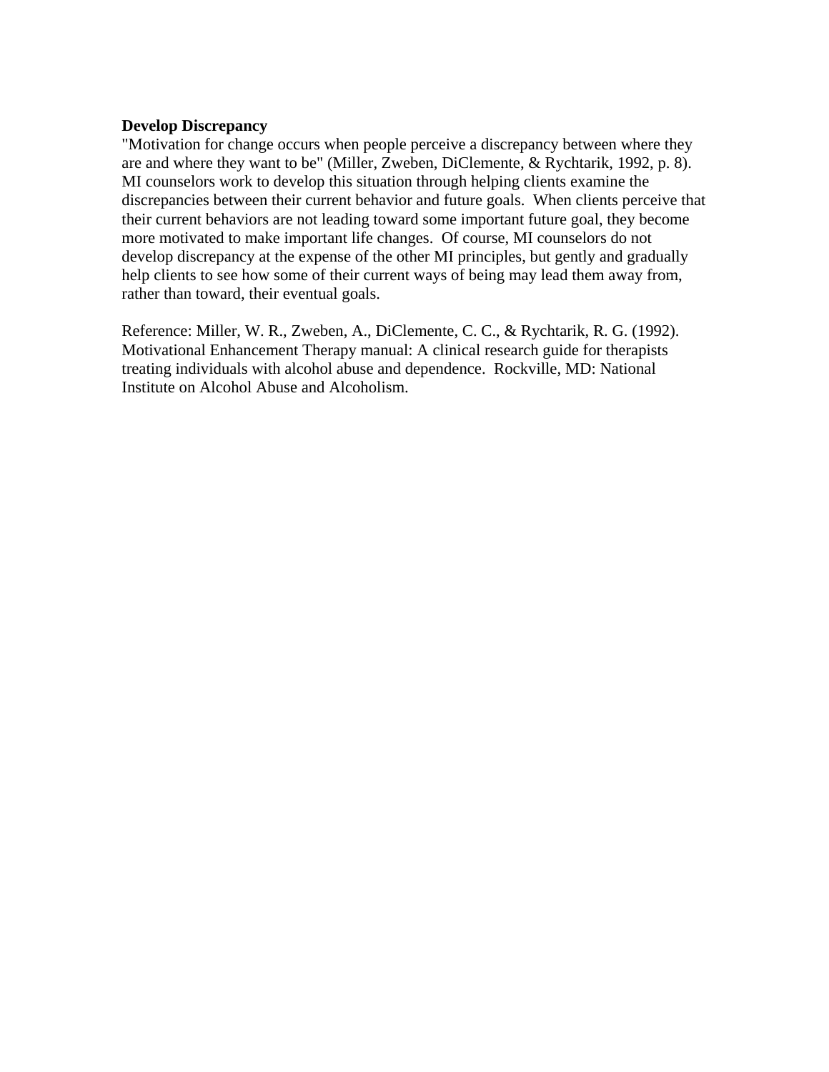**Develop Discrepancy**

"Motivation for change occurs when people perceive a discrepancy between where they are and where they want to be" (Miller, Zweben, DiClemente, & Rychtarik, 1992, p. 8). MI counselors work to develop this situation through helping clients examine the discrepancies between their current behavior and future goals. When clients perceive that their current behaviors are not leading toward some important future goal, they become more motivated to make important life changes. Of course, MI counselors do not develop discrepancy at the expense of the other MI principles, but gently and gradually help clients to see how some of their current ways of being may lead them away from, rather than toward, their eventual goals.

Reference: Miller, W. R., Zweben, A., DiClemente, C. C., & Rychtarik, R. G. (1992). Motivational Enhancement Therapy manual: A clinical research guide for therapists treating individuals with alcohol abuse and dependence. Rockville, MD: National Institute on Alcohol Abuse and Alcoholism.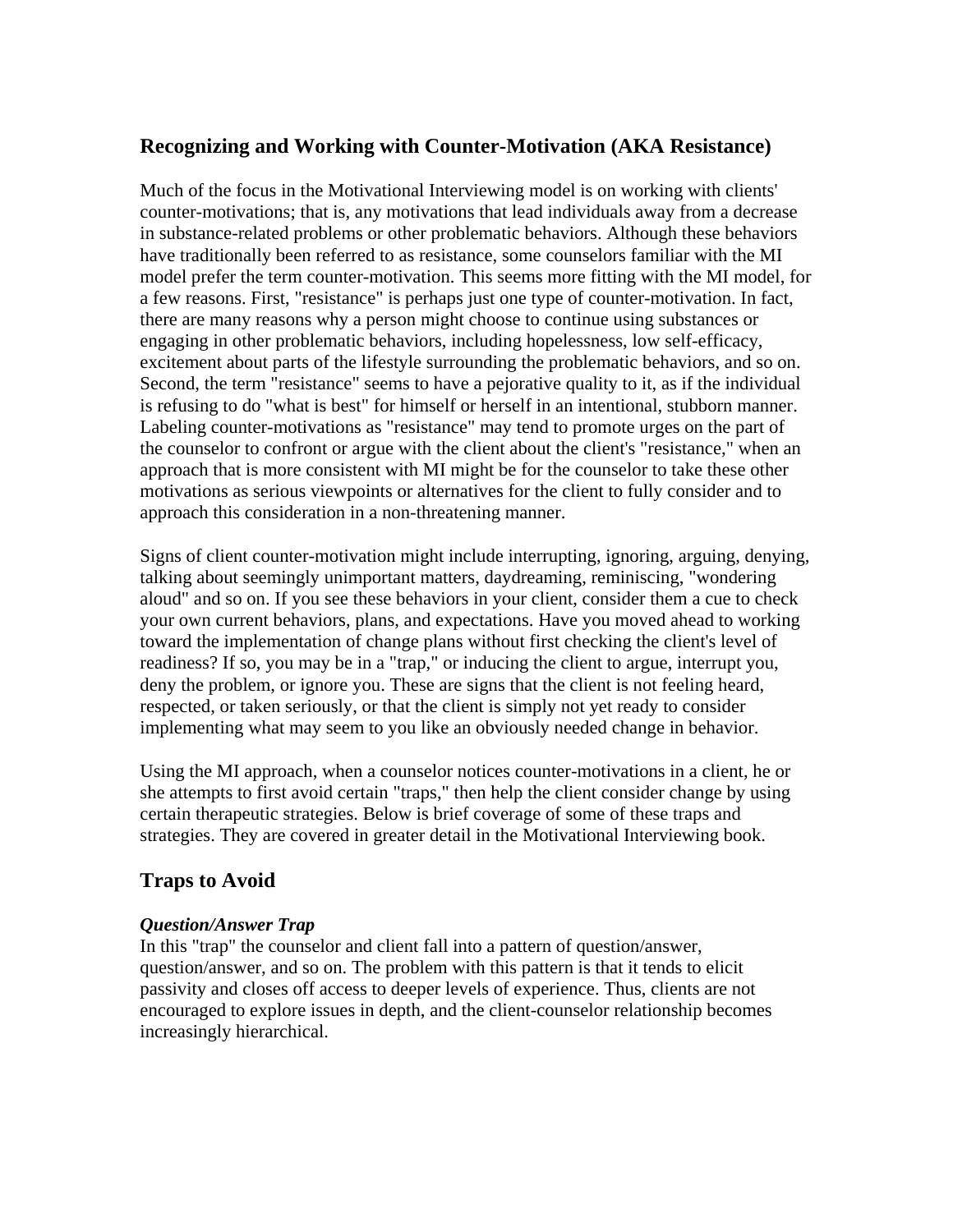## Recognizing and Working with Counter-Motivation (AKA Resistance)

Much of the focus in the Motivational Interviewing model is on working with clients' counter-motivations; that is, any motivations that lead individuals away from a decrease in substance-related problems or other problematic behaviors. Although these behaviors have traditionally been referred to as resistance, some counselors familiar with the MI model prefer the term counter-motivation. This seems more fitting with the MI model, for a few reasons. First, "resistance" is perhaps just one type of counter-motivation. In fact, there are many reasons why a person might choose to continue using substances or engaging in other problematic behaviors, including hopelessness, low self-efficacy, excitement about parts of the lifestyle surrounding the problematic behaviors, and so on. Second, the term "resistance" seems to have a pejorative quality to it, as if the individual is refusing to do "what is best" for himself or herself in an intentional, stubborn manner. Labeling counter-motivations as "resistance" may tend to promote urges on the part of the counselor to confront or argue with the client about the client's "resistance," when an approach that is more consistent with MI might be for the counselor to take these other motivations as serious viewpoints or alternatives for the client to fully consider and to approach this consideration in a non-threatening manner.

Signs of client counter-motivation might include interrupting, ignoring, arguing, denying, talking about seemingly unimportant matters, daydreaming, reminiscing, "wondering aloud" and so on. If you see these behaviors in your client, consider them a cue to check your own current behaviors, plans, and expectations. Have you moved ahead to working toward the implementation of change plans without first checking the client's level of readiness? If so, you may be in a "trap," or inducing the client to argue, interrupt you, deny the problem, or ignore you. These are signs that the client is not feeling heard, respected, or taken seriously, or that the client is simply not yet ready to consider implementing what may seem to you like an obviously needed change in behavior.

Using the MI approach, when a counselor notices counter-motivations in a client, he or she attempts to first avoid certain "traps," then help the client consider change by using certain therapeutic strategies. Below is brief coverage of some of these traps and strategies. They are covered in greater detail in the Motivational Interviewing book.

## Traps to Avoid

***Question/Answer Trap***

In this "trap" the counselor and client fall into a pattern of question/answer, question/answer, and so on. The problem with this pattern is that it tends to elicit passivity and closes off access to deeper levels of experience. Thus, clients are not encouraged to explore issues in depth, and the client-counselor relationship becomes increasingly hierarchical.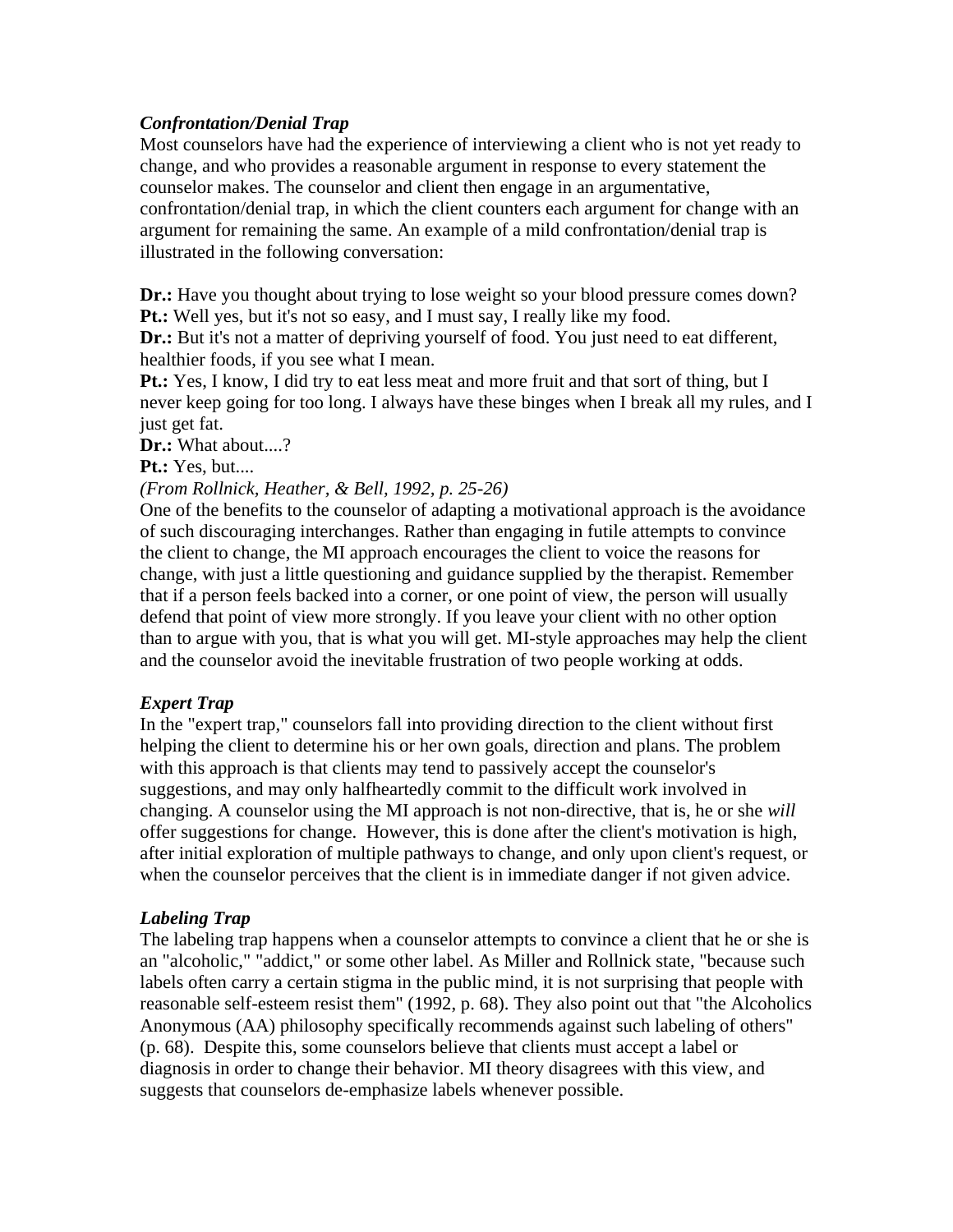### *Confrontation/Denial Trap*

Most counselors have had the experience of interviewing a client who is not yet ready to change, and who provides a reasonable argument in response to every statement the counselor makes. The counselor and client then engage in an argumentative, confrontation/denial trap, in which the client counters each argument for change with an argument for remaining the same. An example of a mild confrontation/denial trap is illustrated in the following conversation:

**Dr.:** Have you thought about trying to lose weight so your blood pressure comes down?
**Pt.:** Well yes, but it's not so easy, and I must say, I really like my food.
**Dr.:** But it's not a matter of depriving yourself of food. You just need to eat different, healthier foods, if you see what I mean.
**Pt.:** Yes, I know, I did try to eat less meat and more fruit and that sort of thing, but I never keep going for too long. I always have these binges when I break all my rules, and I just get fat.
**Dr.:** What about....?
**Pt.:** Yes, but....
*(From Rollnick, Heather, & Bell, 1992, p. 25-26)*

One of the benefits to the counselor of adapting a motivational approach is the avoidance of such discouraging interchanges. Rather than engaging in futile attempts to convince the client to change, the MI approach encourages the client to voice the reasons for change, with just a little questioning and guidance supplied by the therapist. Remember that if a person feels backed into a corner, or one point of view, the person will usually defend that point of view more strongly. If you leave your client with no other option than to argue with you, that is what you will get. MI-style approaches may help the client and the counselor avoid the inevitable frustration of two people working at odds.

### *Expert Trap*

In the "expert trap," counselors fall into providing direction to the client without first helping the client to determine his or her own goals, direction and plans. The problem with this approach is that clients may tend to passively accept the counselor's suggestions, and may only halfheartedly commit to the difficult work involved in changing. A counselor using the MI approach is not non-directive, that is, he or she *will* offer suggestions for change. However, this is done after the client's motivation is high, after initial exploration of multiple pathways to change, and only upon client's request, or when the counselor perceives that the client is in immediate danger if not given advice.

### *Labeling Trap*

The labeling trap happens when a counselor attempts to convince a client that he or she is an "alcoholic," "addict," or some other label. As Miller and Rollnick state, "because such labels often carry a certain stigma in the public mind, it is not surprising that people with reasonable self-esteem resist them" (1992, p. 68). They also point out that "the Alcoholics Anonymous (AA) philosophy specifically recommends against such labeling of others" (p. 68). Despite this, some counselors believe that clients must accept a label or diagnosis in order to change their behavior. MI theory disagrees with this view, and suggests that counselors de-emphasize labels whenever possible.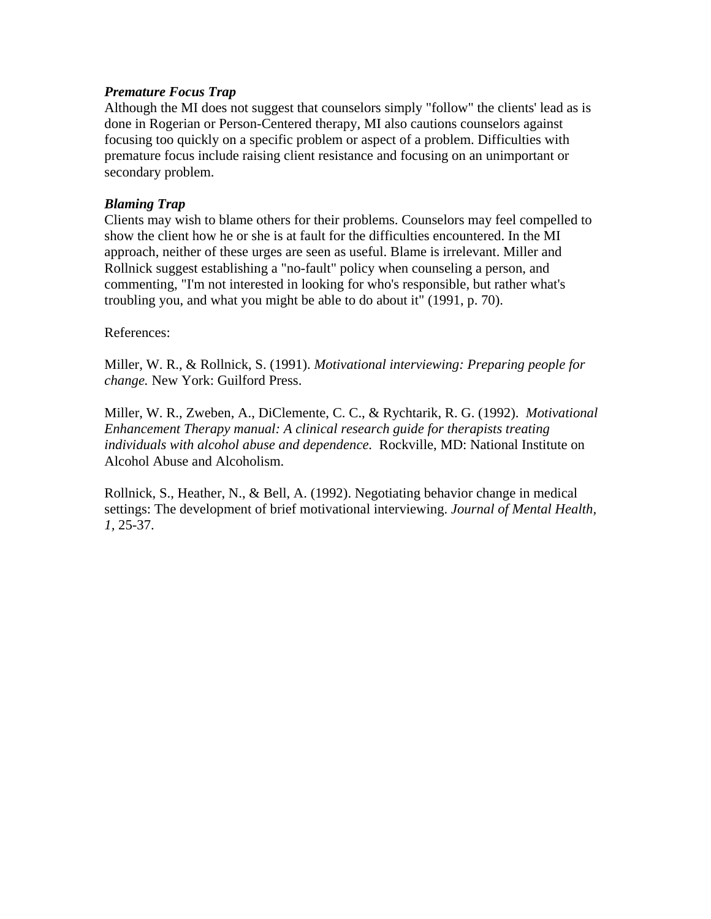***Premature Focus Trap***
Although the MI does not suggest that counselors simply "follow" the clients' lead as is done in Rogerian or Person-Centered therapy, MI also cautions counselors against focusing too quickly on a specific problem or aspect of a problem. Difficulties with premature focus include raising client resistance and focusing on an unimportant or secondary problem.

***Blaming Trap***
Clients may wish to blame others for their problems. Counselors may feel compelled to show the client how he or she is at fault for the difficulties encountered. In the MI approach, neither of these urges are seen as useful. Blame is irrelevant. Miller and Rollnick suggest establishing a "no-fault" policy when counseling a person, and commenting, "I'm not interested in looking for who's responsible, but rather what's troubling you, and what you might be able to do about it" (1991, p. 70).

References:

Miller, W. R., & Rollnick, S. (1991). *Motivational interviewing: Preparing people for change.* New York: Guilford Press.

Miller, W. R., Zweben, A., DiClemente, C. C., & Rychtarik, R. G. (1992). *Motivational Enhancement Therapy manual: A clinical research guide for therapists treating individuals with alcohol abuse and dependence.* Rockville, MD: National Institute on Alcohol Abuse and Alcoholism.

Rollnick, S., Heather, N., & Bell, A. (1992). Negotiating behavior change in medical settings: The development of brief motivational interviewing. *Journal of Mental Health, 1*, 25-37.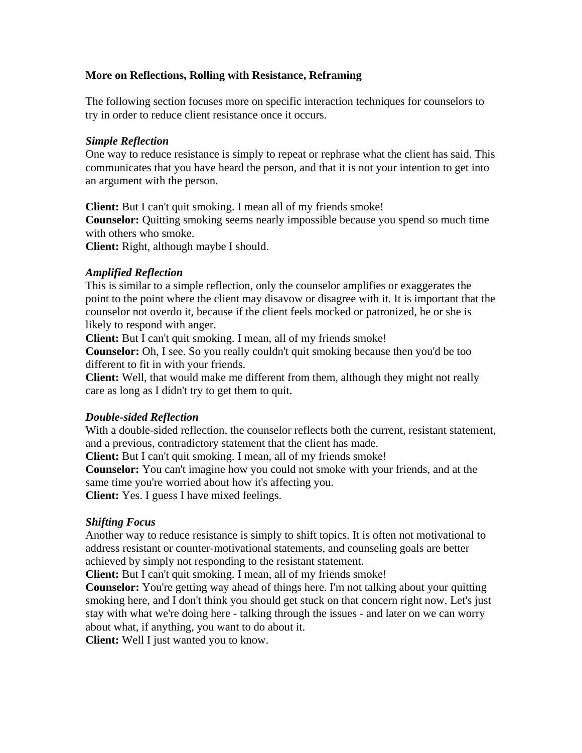**More on Reflections, Rolling with Resistance, Reframing**

The following section focuses more on specific interaction techniques for counselors to try in order to reduce client resistance once it occurs.

***Simple Reflection***
One way to reduce resistance is simply to repeat or rephrase what the client has said. This communicates that you have heard the person, and that it is not your intention to get into an argument with the person.

**Client:** But I can't quit smoking. I mean all of my friends smoke!
**Counselor:** Quitting smoking seems nearly impossible because you spend so much time with others who smoke.
**Client:** Right, although maybe I should.

***Amplified Reflection***
This is similar to a simple reflection, only the counselor amplifies or exaggerates the point to the point where the client may disavow or disagree with it. It is important that the counselor not overdo it, because if the client feels mocked or patronized, he or she is likely to respond with anger.
**Client:** But I can't quit smoking. I mean, all of my friends smoke!
**Counselor:** Oh, I see. So you really couldn't quit smoking because then you'd be too different to fit in with your friends.
**Client:** Well, that would make me different from them, although they might not really care as long as I didn't try to get them to quit.

***Double-sided Reflection***
With a double-sided reflection, the counselor reflects both the current, resistant statement, and a previous, contradictory statement that the client has made.
**Client:** But I can't quit smoking. I mean, all of my friends smoke!
**Counselor:** You can't imagine how you could not smoke with your friends, and at the same time you're worried about how it's affecting you.
**Client:** Yes. I guess I have mixed feelings.

***Shifting Focus***
Another way to reduce resistance is simply to shift topics. It is often not motivational to address resistant or counter-motivational statements, and counseling goals are better achieved by simply not responding to the resistant statement.
**Client:** But I can't quit smoking. I mean, all of my friends smoke!
**Counselor:** You're getting way ahead of things here. I'm not talking about your quitting smoking here, and I don't think you should get stuck on that concern right now. Let's just stay with what we're doing here - talking through the issues - and later on we can worry about what, if anything, you want to do about it.
**Client:** Well I just wanted you to know.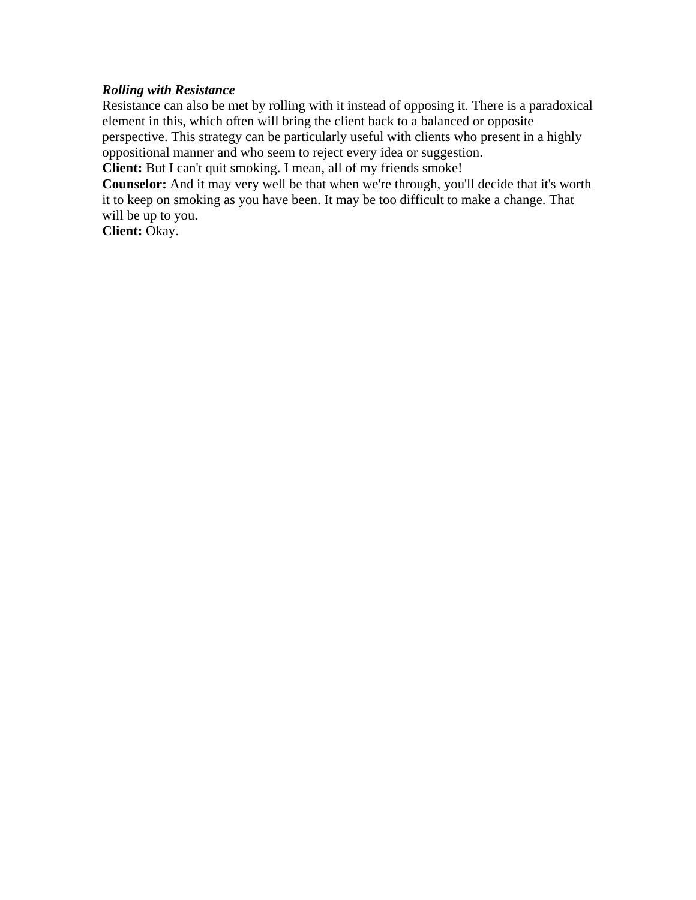***Rolling with Resistance***

Resistance can also be met by rolling with it instead of opposing it. There is a paradoxical element in this, which often will bring the client back to a balanced or opposite perspective. This strategy can be particularly useful with clients who present in a highly oppositional manner and who seem to reject every idea or suggestion.

**Client:** But I can't quit smoking. I mean, all of my friends smoke!

**Counselor:** And it may very well be that when we're through, you'll decide that it's worth it to keep on smoking as you have been. It may be too difficult to make a change. That will be up to you.

**Client:** Okay.